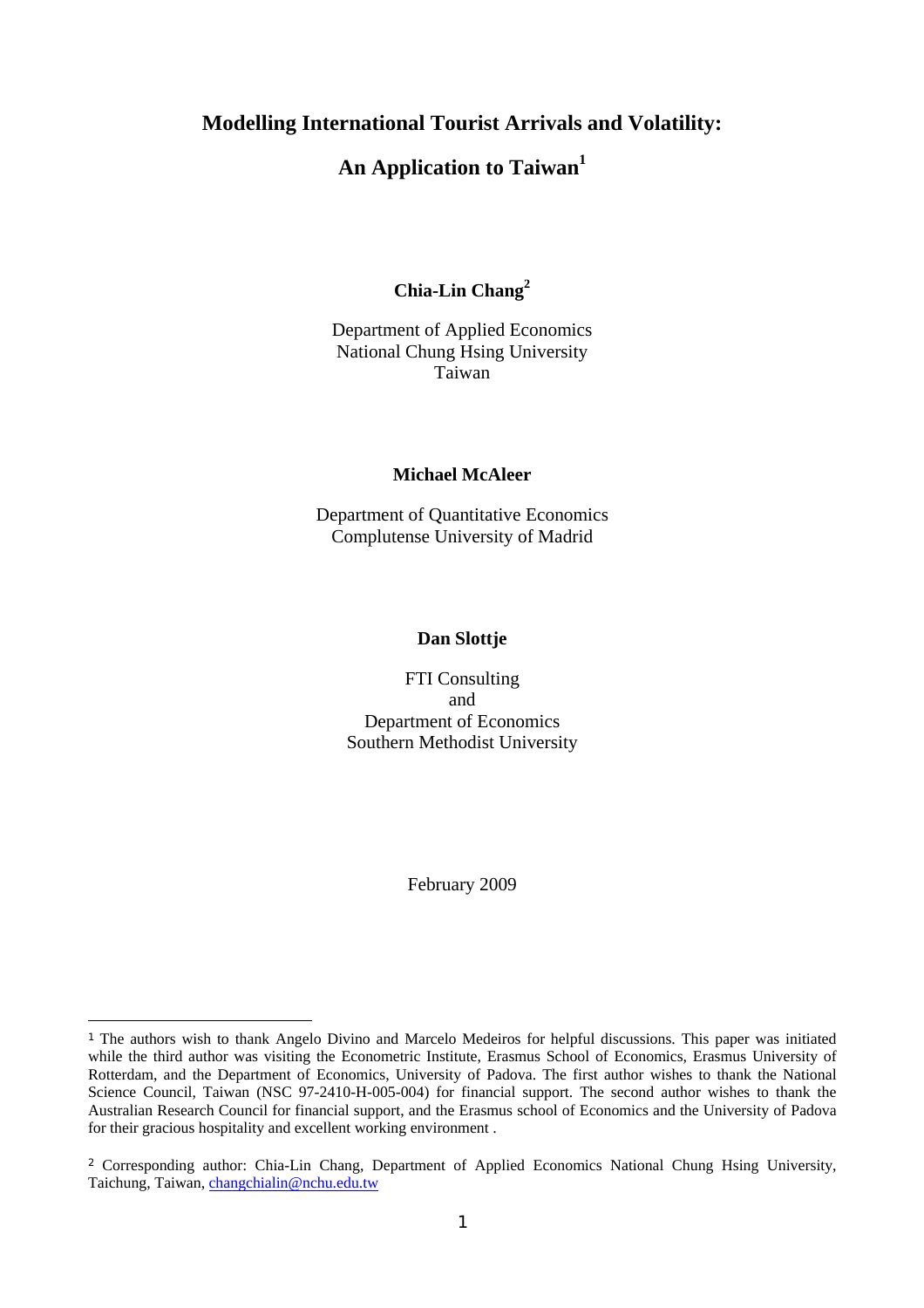# Modelling International Tourist Arrivals and Volatility:

# An Application to Taiwan[1]

**Chia-Lin Chang**[2]

Department of Applied Economics
National Chung Hsing University
Taiwan

**Michael McAleer**

Department of Quantitative Economics
Complutense University of Madrid

**Dan Slottje**

FTI Consulting
and
Department of Economics
Southern Methodist University

February 2009

---

[1] The authors wish to thank Angelo Divino and Marcelo Medeiros for helpful discussions. This paper was initiated while the third author was visiting the Econometric Institute, Erasmus School of Economics, Erasmus University of Rotterdam, and the Department of Economics, University of Padova. The first author wishes to thank the National Science Council, Taiwan (NSC 97-2410-H-005-004) for financial support. The second author wishes to thank the Australian Research Council for financial support, and the Erasmus school of Economics and the University of Padova for their gracious hospitality and excellent working environment .

[2] Corresponding author: Chia-Lin Chang, Department of Applied Economics National Chung Hsing University, Taichung, Taiwan, changchialin@nchu.edu.tw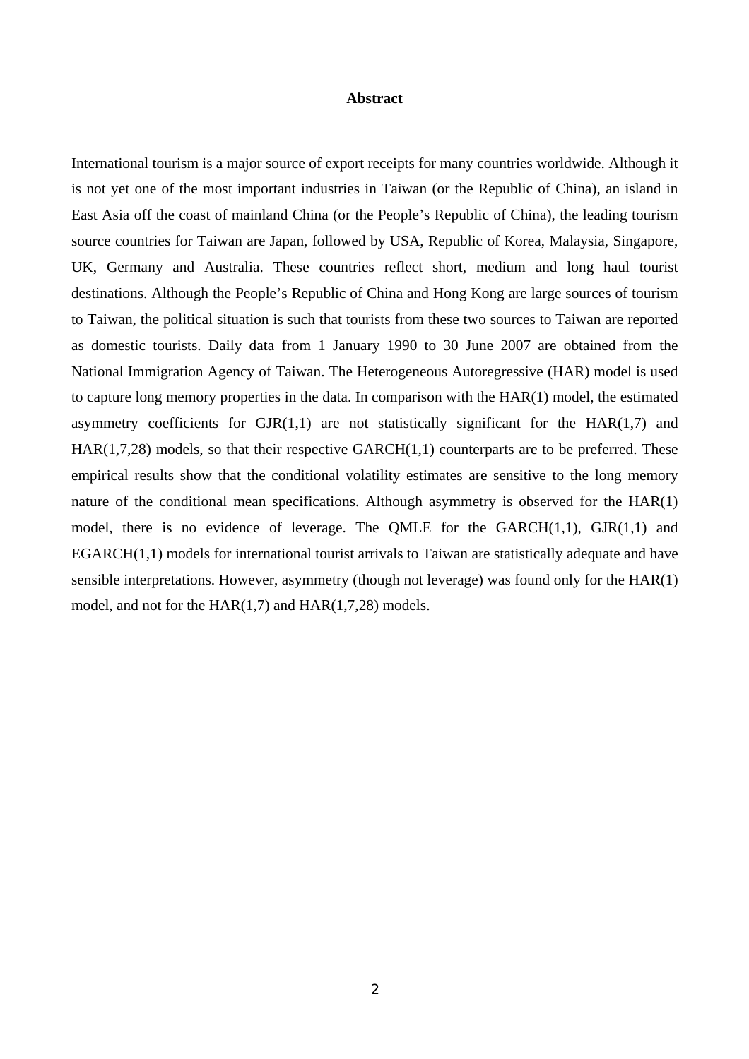## Abstract

International tourism is a major source of export receipts for many countries worldwide. Although it is not yet one of the most important industries in Taiwan (or the Republic of China), an island in East Asia off the coast of mainland China (or the People's Republic of China), the leading tourism source countries for Taiwan are Japan, followed by USA, Republic of Korea, Malaysia, Singapore, UK, Germany and Australia. These countries reflect short, medium and long haul tourist destinations. Although the People's Republic of China and Hong Kong are large sources of tourism to Taiwan, the political situation is such that tourists from these two sources to Taiwan are reported as domestic tourists. Daily data from 1 January 1990 to 30 June 2007 are obtained from the National Immigration Agency of Taiwan. The Heterogeneous Autoregressive (HAR) model is used to capture long memory properties in the data. In comparison with the HAR(1) model, the estimated asymmetry coefficients for GJR(1,1) are not statistically significant for the HAR(1,7) and HAR(1,7,28) models, so that their respective GARCH(1,1) counterparts are to be preferred. These empirical results show that the conditional volatility estimates are sensitive to the long memory nature of the conditional mean specifications. Although asymmetry is observed for the HAR(1) model, there is no evidence of leverage. The QMLE for the GARCH(1,1), GJR(1,1) and EGARCH(1,1) models for international tourist arrivals to Taiwan are statistically adequate and have sensible interpretations. However, asymmetry (though not leverage) was found only for the HAR(1) model, and not for the HAR(1,7) and HAR(1,7,28) models.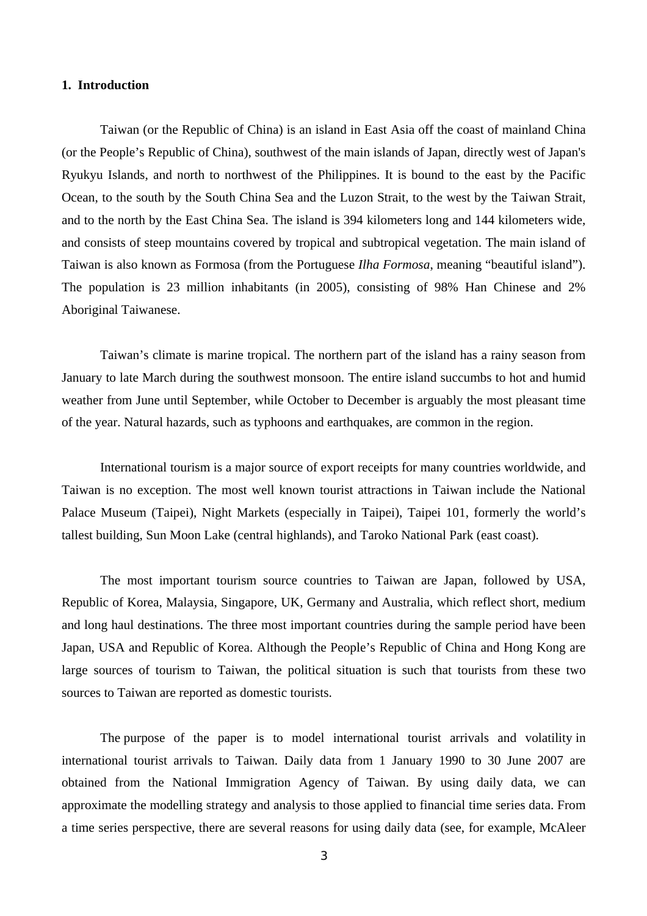## 1. Introduction

Taiwan (or the Republic of China) is an island in East Asia off the coast of mainland China (or the People's Republic of China), southwest of the main islands of Japan, directly west of Japan's Ryukyu Islands, and north to northwest of the Philippines. It is bound to the east by the Pacific Ocean, to the south by the South China Sea and the Luzon Strait, to the west by the Taiwan Strait, and to the north by the East China Sea. The island is 394 kilometers long and 144 kilometers wide, and consists of steep mountains covered by tropical and subtropical vegetation. The main island of Taiwan is also known as Formosa (from the Portuguese *Ilha Formosa*, meaning "beautiful island"). The population is 23 million inhabitants (in 2005), consisting of 98% Han Chinese and 2% Aboriginal Taiwanese.

Taiwan's climate is marine tropical. The northern part of the island has a rainy season from January to late March during the southwest monsoon. The entire island succumbs to hot and humid weather from June until September, while October to December is arguably the most pleasant time of the year. Natural hazards, such as typhoons and earthquakes, are common in the region.

International tourism is a major source of export receipts for many countries worldwide, and Taiwan is no exception. The most well known tourist attractions in Taiwan include the National Palace Museum (Taipei), Night Markets (especially in Taipei), Taipei 101, formerly the world's tallest building, Sun Moon Lake (central highlands), and Taroko National Park (east coast).

The most important tourism source countries to Taiwan are Japan, followed by USA, Republic of Korea, Malaysia, Singapore, UK, Germany and Australia, which reflect short, medium and long haul destinations. The three most important countries during the sample period have been Japan, USA and Republic of Korea. Although the People's Republic of China and Hong Kong are large sources of tourism to Taiwan, the political situation is such that tourists from these two sources to Taiwan are reported as domestic tourists.

The purpose of the paper is to model international tourist arrivals and volatility in international tourist arrivals to Taiwan. Daily data from 1 January 1990 to 30 June 2007 are obtained from the National Immigration Agency of Taiwan. By using daily data, we can approximate the modelling strategy and analysis to those applied to financial time series data. From a time series perspective, there are several reasons for using daily data (see, for example, McAleer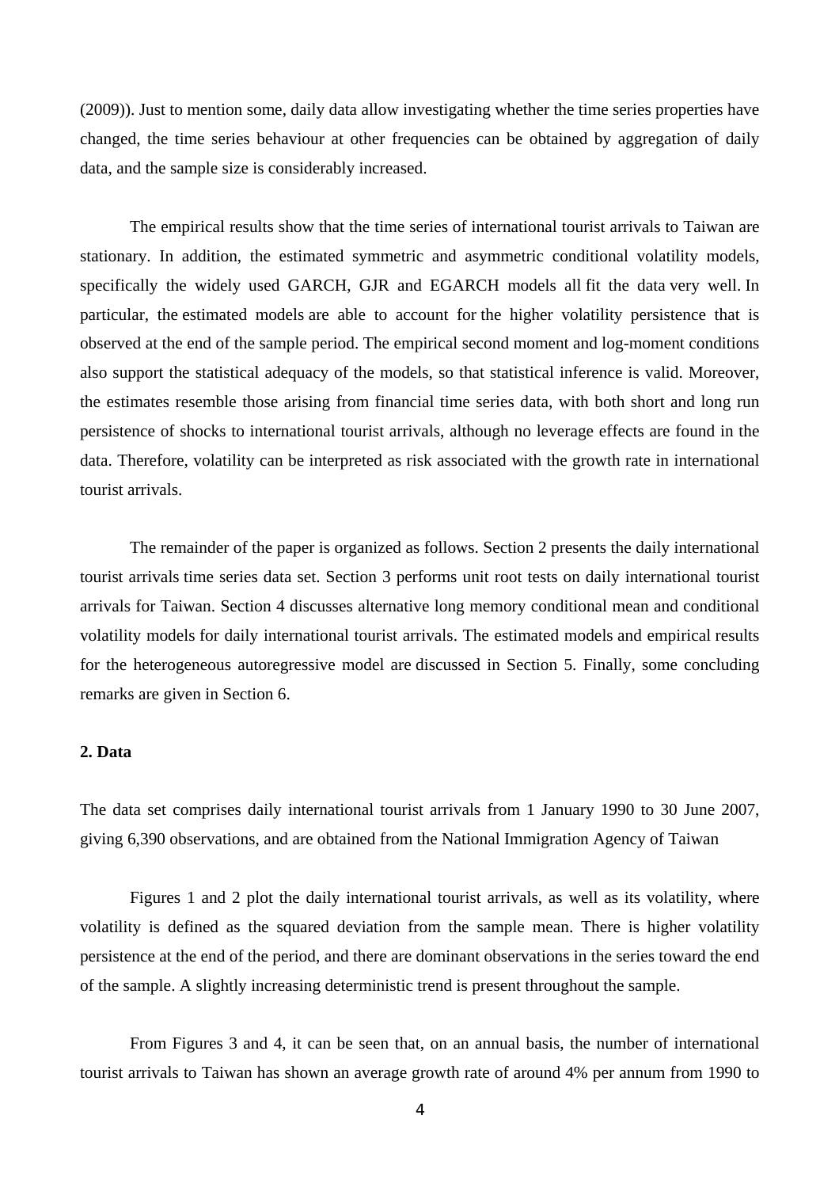(2009)). Just to mention some, daily data allow investigating whether the time series properties have changed, the time series behaviour at other frequencies can be obtained by aggregation of daily data, and the sample size is considerably increased.

The empirical results show that the time series of international tourist arrivals to Taiwan are stationary. In addition, the estimated symmetric and asymmetric conditional volatility models, specifically the widely used GARCH, GJR and EGARCH models all fit the data very well. In particular, the estimated models are able to account for the higher volatility persistence that is observed at the end of the sample period. The empirical second moment and log-moment conditions also support the statistical adequacy of the models, so that statistical inference is valid. Moreover, the estimates resemble those arising from financial time series data, with both short and long run persistence of shocks to international tourist arrivals, although no leverage effects are found in the data. Therefore, volatility can be interpreted as risk associated with the growth rate in international tourist arrivals.

The remainder of the paper is organized as follows. Section 2 presents the daily international tourist arrivals time series data set. Section 3 performs unit root tests on daily international tourist arrivals for Taiwan. Section 4 discusses alternative long memory conditional mean and conditional volatility models for daily international tourist arrivals. The estimated models and empirical results for the heterogeneous autoregressive model are discussed in Section 5. Finally, some concluding remarks are given in Section 6.

## 2. Data

The data set comprises daily international tourist arrivals from 1 January 1990 to 30 June 2007, giving 6,390 observations, and are obtained from the National Immigration Agency of Taiwan

Figures 1 and 2 plot the daily international tourist arrivals, as well as its volatility, where volatility is defined as the squared deviation from the sample mean. There is higher volatility persistence at the end of the period, and there are dominant observations in the series toward the end of the sample. A slightly increasing deterministic trend is present throughout the sample.

From Figures 3 and 4, it can be seen that, on an annual basis, the number of international tourist arrivals to Taiwan has shown an average growth rate of around 4% per annum from 1990 to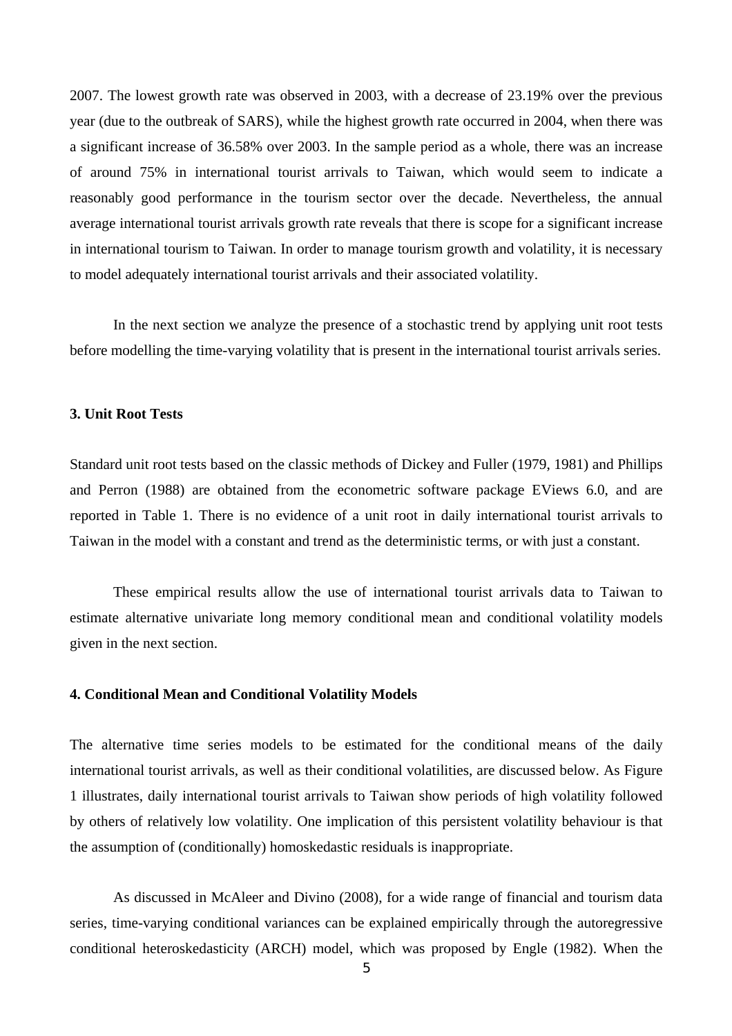2007. The lowest growth rate was observed in 2003, with a decrease of 23.19% over the previous year (due to the outbreak of SARS), while the highest growth rate occurred in 2004, when there was a significant increase of 36.58% over 2003. In the sample period as a whole, there was an increase of around 75% in international tourist arrivals to Taiwan, which would seem to indicate a reasonably good performance in the tourism sector over the decade. Nevertheless, the annual average international tourist arrivals growth rate reveals that there is scope for a significant increase in international tourism to Taiwan. In order to manage tourism growth and volatility, it is necessary to model adequately international tourist arrivals and their associated volatility.

In the next section we analyze the presence of a stochastic trend by applying unit root tests before modelling the time-varying volatility that is present in the international tourist arrivals series.

### 3. Unit Root Tests

Standard unit root tests based on the classic methods of Dickey and Fuller (1979, 1981) and Phillips and Perron (1988) are obtained from the econometric software package EViews 6.0, and are reported in Table 1. There is no evidence of a unit root in daily international tourist arrivals to Taiwan in the model with a constant and trend as the deterministic terms, or with just a constant.

These empirical results allow the use of international tourist arrivals data to Taiwan to estimate alternative univariate long memory conditional mean and conditional volatility models given in the next section.

### 4. Conditional Mean and Conditional Volatility Models

The alternative time series models to be estimated for the conditional means of the daily international tourist arrivals, as well as their conditional volatilities, are discussed below. As Figure 1 illustrates, daily international tourist arrivals to Taiwan show periods of high volatility followed by others of relatively low volatility. One implication of this persistent volatility behaviour is that the assumption of (conditionally) homoskedastic residuals is inappropriate.

As discussed in McAleer and Divino (2008), for a wide range of financial and tourism data series, time-varying conditional variances can be explained empirically through the autoregressive conditional heteroskedasticity (ARCH) model, which was proposed by Engle (1982). When the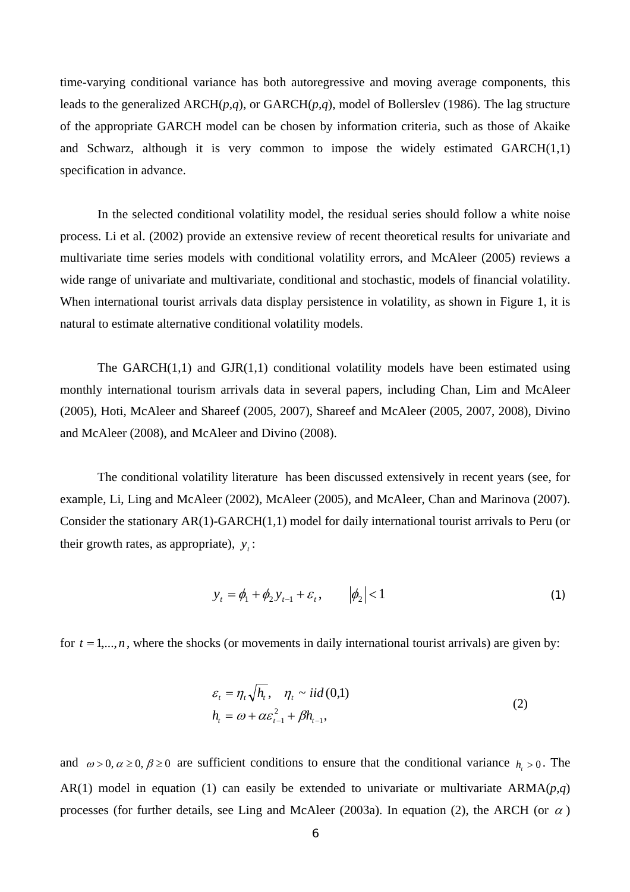time-varying conditional variance has both autoregressive and moving average components, this leads to the generalized ARCH(*p*,*q*), or GARCH(*p*,*q*), model of Bollerslev (1986). The lag structure of the appropriate GARCH model can be chosen by information criteria, such as those of Akaike and Schwarz, although it is very common to impose the widely estimated GARCH(1,1) specification in advance.

In the selected conditional volatility model, the residual series should follow a white noise process. Li et al. (2002) provide an extensive review of recent theoretical results for univariate and multivariate time series models with conditional volatility errors, and McAleer (2005) reviews a wide range of univariate and multivariate, conditional and stochastic, models of financial volatility. When international tourist arrivals data display persistence in volatility, as shown in Figure 1, it is natural to estimate alternative conditional volatility models.

The GARCH(1,1) and GJR(1,1) conditional volatility models have been estimated using monthly international tourism arrivals data in several papers, including Chan, Lim and McAleer (2005), Hoti, McAleer and Shareef (2005, 2007), Shareef and McAleer (2005, 2007, 2008), Divino and McAleer (2008), and McAleer and Divino (2008).

The conditional volatility literature has been discussed extensively in recent years (see, for example, Li, Ling and McAleer (2002), McAleer (2005), and McAleer, Chan and Marinova (2007). Consider the stationary AR(1)-GARCH(1,1) model for daily international tourist arrivals to Peru (or their growth rates, as appropriate), $y_t$:

$$y_t = \phi_1 + \phi_2 y_{t-1} + \varepsilon_t, \qquad |\phi_2| < 1 \tag{1}$$

for $t = 1,...,n$, where the shocks (or movements in daily international tourist arrivals) are given by:

$$\begin{aligned} \varepsilon_t &= \eta_t \sqrt{h_t}, \quad \eta_t \sim iid(0,1) \\ h_t &= \omega + \alpha \varepsilon_{t-1}^2 + \beta h_{t-1}, \end{aligned} \tag{2}$$

and $\omega > 0, \alpha \geq 0, \beta \geq 0$ are sufficient conditions to ensure that the conditional variance $h_t > 0$. The AR(1) model in equation (1) can easily be extended to univariate or multivariate ARMA(*p*,*q*) processes (for further details, see Ling and McAleer (2003a). In equation (2), the ARCH (or $\alpha$)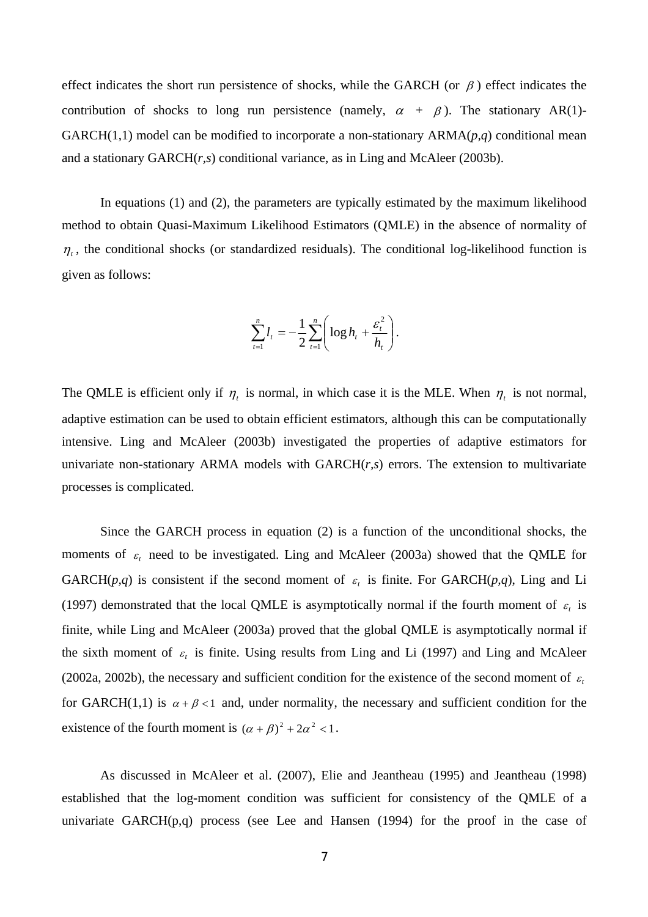effect indicates the short run persistence of shocks, while the GARCH (or $\beta$) effect indicates the contribution of shocks to long run persistence (namely, $\alpha + \beta$). The stationary AR(1)-GARCH(1,1) model can be modified to incorporate a non-stationary ARMA(*p*,*q*) conditional mean and a stationary GARCH(*r*,*s*) conditional variance, as in Ling and McAleer (2003b).

In equations (1) and (2), the parameters are typically estimated by the maximum likelihood method to obtain Quasi-Maximum Likelihood Estimators (QMLE) in the absence of normality of $\eta_t$, the conditional shocks (or standardized residuals). The conditional log-likelihood function is given as follows:

$$\sum_{t=1}^{n} l_t = -\frac{1}{2}\sum_{t=1}^{n}\left(\log h_t + \frac{\varepsilon_t^2}{h_t}\right).$$

The QMLE is efficient only if $\eta_t$ is normal, in which case it is the MLE. When $\eta_t$ is not normal, adaptive estimation can be used to obtain efficient estimators, although this can be computationally intensive. Ling and McAleer (2003b) investigated the properties of adaptive estimators for univariate non-stationary ARMA models with GARCH(*r*,*s*) errors. The extension to multivariate processes is complicated.

Since the GARCH process in equation (2) is a function of the unconditional shocks, the moments of $\varepsilon_t$ need to be investigated. Ling and McAleer (2003a) showed that the QMLE for GARCH(*p*,*q*) is consistent if the second moment of $\varepsilon_t$ is finite. For GARCH(*p*,*q*), Ling and Li (1997) demonstrated that the local QMLE is asymptotically normal if the fourth moment of $\varepsilon_t$ is finite, while Ling and McAleer (2003a) proved that the global QMLE is asymptotically normal if the sixth moment of $\varepsilon_t$ is finite. Using results from Ling and Li (1997) and Ling and McAleer (2002a, 2002b), the necessary and sufficient condition for the existence of the second moment of $\varepsilon_t$ for GARCH(1,1) is $\alpha + \beta < 1$ and, under normality, the necessary and sufficient condition for the existence of the fourth moment is $(\alpha + \beta)^2 + 2\alpha^2 < 1$.

As discussed in McAleer et al. (2007), Elie and Jeantheau (1995) and Jeantheau (1998) established that the log-moment condition was sufficient for consistency of the QMLE of a univariate GARCH(p,q) process (see Lee and Hansen (1994) for the proof in the case of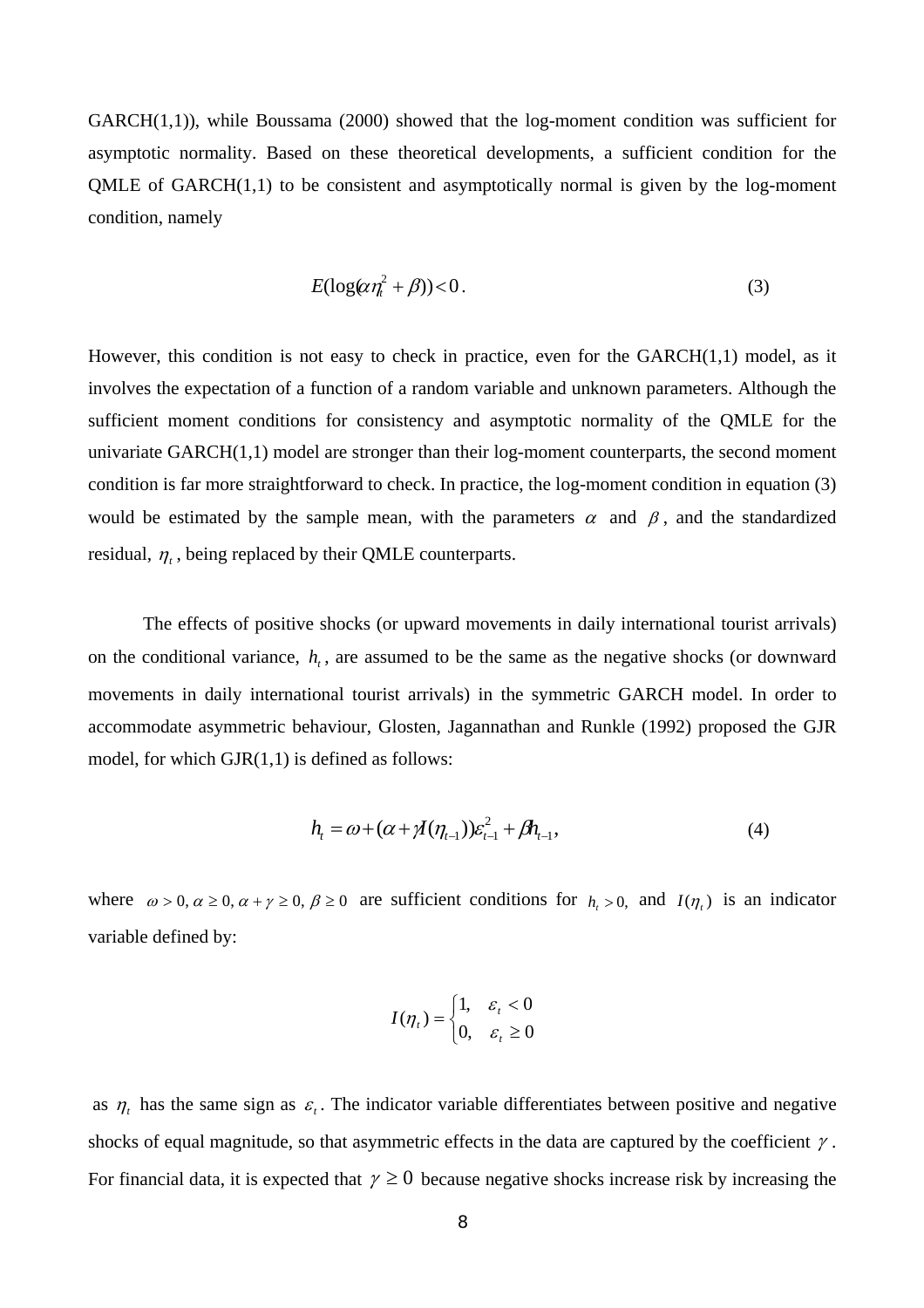GARCH(1,1)), while Boussama (2000) showed that the log-moment condition was sufficient for asymptotic normality. Based on these theoretical developments, a sufficient condition for the QMLE of GARCH(1,1) to be consistent and asymptotically normal is given by the log-moment condition, namely

$$E(\log(\alpha\eta_t^2 + \beta)) < 0\,. \tag{3}$$

However, this condition is not easy to check in practice, even for the GARCH(1,1) model, as it involves the expectation of a function of a random variable and unknown parameters. Although the sufficient moment conditions for consistency and asymptotic normality of the QMLE for the univariate GARCH(1,1) model are stronger than their log-moment counterparts, the second moment condition is far more straightforward to check. In practice, the log-moment condition in equation (3) would be estimated by the sample mean, with the parameters $\alpha$ and $\beta$, and the standardized residual, $\eta_t$, being replaced by their QMLE counterparts.

The effects of positive shocks (or upward movements in daily international tourist arrivals) on the conditional variance, $h_t$, are assumed to be the same as the negative shocks (or downward movements in daily international tourist arrivals) in the symmetric GARCH model. In order to accommodate asymmetric behaviour, Glosten, Jagannathan and Runkle (1992) proposed the GJR model, for which GJR(1,1) is defined as follows:

$$h_t = \omega + (\alpha + \gamma I(\eta_{t-1}))\varepsilon_{t-1}^2 + \beta h_{t-1}, \tag{4}$$

where $\omega > 0, \alpha \geq 0, \alpha + \gamma \geq 0, \beta \geq 0$ are sufficient conditions for $h_t > 0,$ and $I(\eta_t)$ is an indicator variable defined by:

$$I(\eta_t) = \begin{cases} 1, & \varepsilon_t < 0 \\ 0, & \varepsilon_t \geq 0 \end{cases}$$

as $\eta_t$ has the same sign as $\varepsilon_t$. The indicator variable differentiates between positive and negative shocks of equal magnitude, so that asymmetric effects in the data are captured by the coefficient $\gamma$. For financial data, it is expected that $\gamma \geq 0$ because negative shocks increase risk by increasing the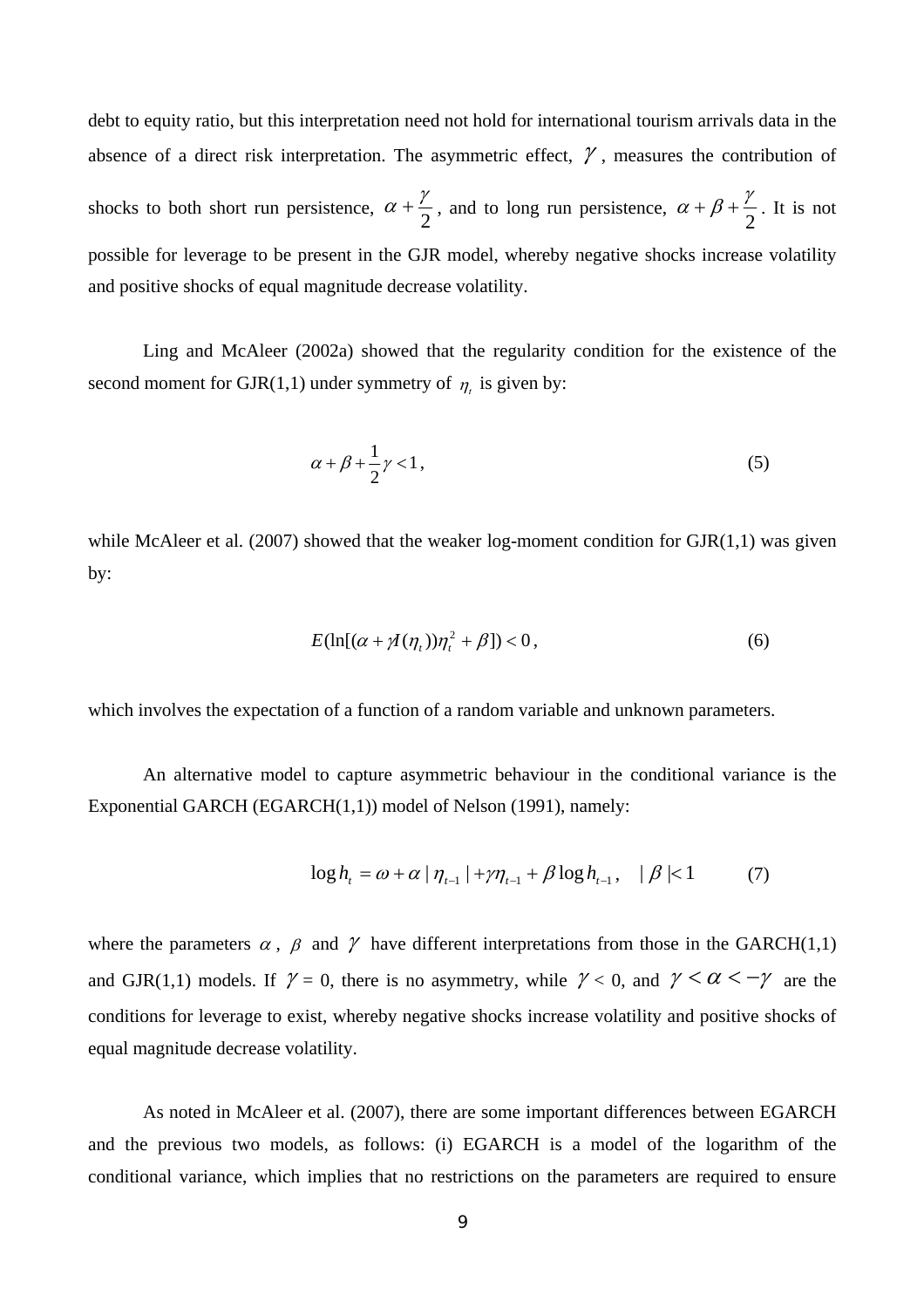debt to equity ratio, but this interpretation need not hold for international tourism arrivals data in the absence of a direct risk interpretation. The asymmetric effect, $\gamma$, measures the contribution of shocks to both short run persistence, $\alpha + \frac{\gamma}{2}$, and to long run persistence, $\alpha + \beta + \frac{\gamma}{2}$. It is not possible for leverage to be present in the GJR model, whereby negative shocks increase volatility and positive shocks of equal magnitude decrease volatility.

Ling and McAleer (2002a) showed that the regularity condition for the existence of the second moment for GJR(1,1) under symmetry of $\eta_t$ is given by:

$$\alpha + \beta + \frac{1}{2}\gamma < 1, \tag{5}$$

while McAleer et al. (2007) showed that the weaker log-moment condition for GJR(1,1) was given by:

$$E(\ln[(\alpha + \gamma I(\eta_t))\eta_t^2 + \beta]) < 0, \tag{6}$$

which involves the expectation of a function of a random variable and unknown parameters.

An alternative model to capture asymmetric behaviour in the conditional variance is the Exponential GARCH (EGARCH(1,1)) model of Nelson (1991), namely:

$$\log h_t = \omega + \alpha \,|\, \eta_{t-1} \,|\, + \gamma \eta_{t-1} + \beta \log h_{t-1}, \quad |\, \beta \,| < 1 \tag{7}$$

where the parameters $\alpha$, $\beta$ and $\gamma$ have different interpretations from those in the GARCH(1,1) and GJR(1,1) models. If $\gamma = 0$, there is no asymmetry, while $\gamma < 0$, and $\gamma < \alpha < -\gamma$ are the conditions for leverage to exist, whereby negative shocks increase volatility and positive shocks of equal magnitude decrease volatility.

As noted in McAleer et al. (2007), there are some important differences between EGARCH and the previous two models, as follows: (i) EGARCH is a model of the logarithm of the conditional variance, which implies that no restrictions on the parameters are required to ensure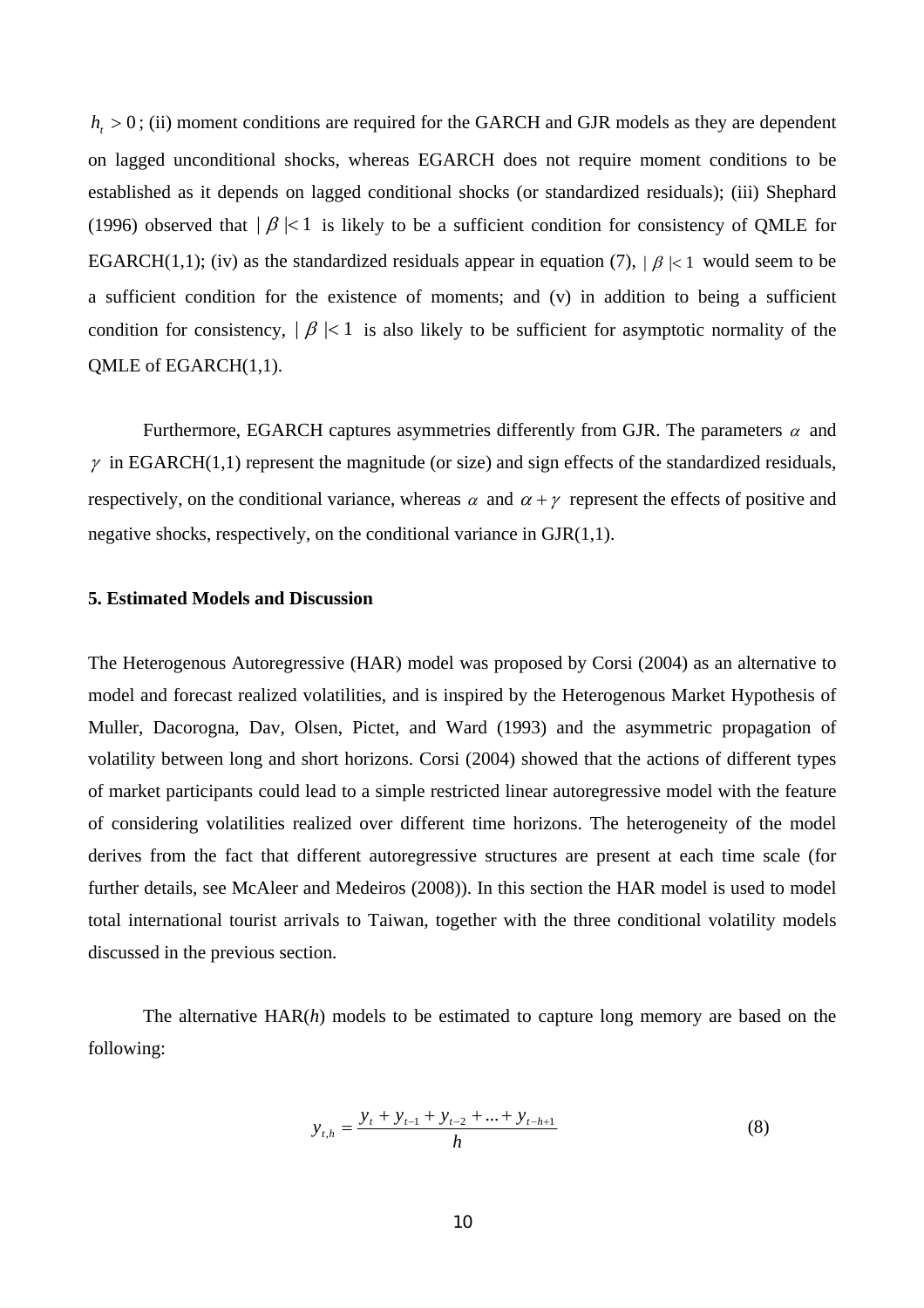$h_t > 0$; (ii) moment conditions are required for the GARCH and GJR models as they are dependent on lagged unconditional shocks, whereas EGARCH does not require moment conditions to be established as it depends on lagged conditional shocks (or standardized residuals); (iii) Shephard (1996) observed that $|\beta| < 1$ is likely to be a sufficient condition for consistency of QMLE for EGARCH(1,1); (iv) as the standardized residuals appear in equation (7), $|\beta| < 1$ would seem to be a sufficient condition for the existence of moments; and (v) in addition to being a sufficient condition for consistency, $|\beta| < 1$ is also likely to be sufficient for asymptotic normality of the QMLE of EGARCH(1,1).

Furthermore, EGARCH captures asymmetries differently from GJR. The parameters $\alpha$ and $\gamma$ in EGARCH(1,1) represent the magnitude (or size) and sign effects of the standardized residuals, respectively, on the conditional variance, whereas $\alpha$ and $\alpha + \gamma$ represent the effects of positive and negative shocks, respectively, on the conditional variance in GJR(1,1).

**5. Estimated Models and Discussion**

The Heterogenous Autoregressive (HAR) model was proposed by Corsi (2004) as an alternative to model and forecast realized volatilities, and is inspired by the Heterogenous Market Hypothesis of Muller, Dacorogna, Dav, Olsen, Pictet, and Ward (1993) and the asymmetric propagation of volatility between long and short horizons. Corsi (2004) showed that the actions of different types of market participants could lead to a simple restricted linear autoregressive model with the feature of considering volatilities realized over different time horizons. The heterogeneity of the model derives from the fact that different autoregressive structures are present at each time scale (for further details, see McAleer and Medeiros (2008)). In this section the HAR model is used to model total international tourist arrivals to Taiwan, together with the three conditional volatility models discussed in the previous section.

The alternative HAR(*h*) models to be estimated to capture long memory are based on the following:

$$y_{t,h} = \frac{y_t + y_{t-1} + y_{t-2} + ... + y_{t-h+1}}{h} \tag{8}$$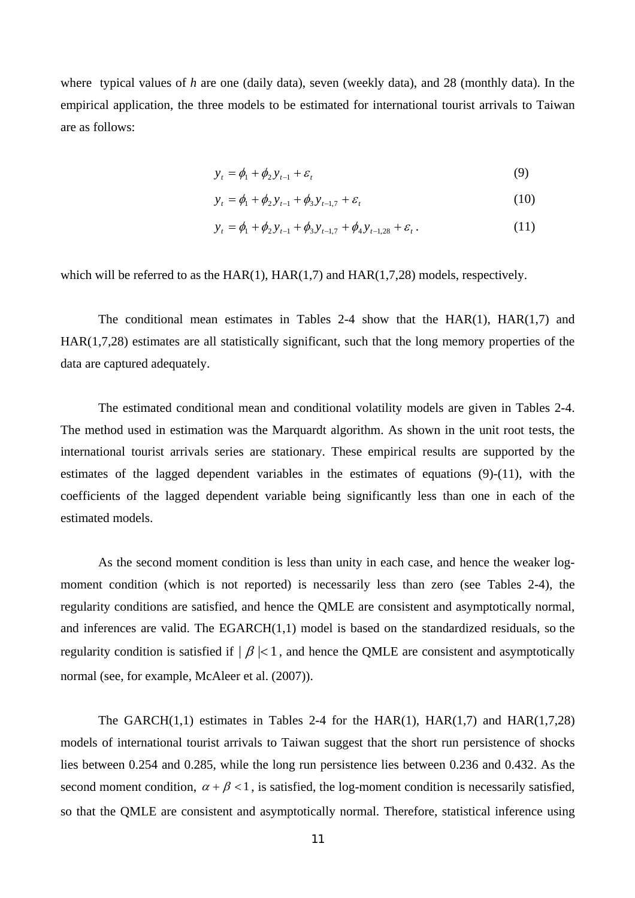where typical values of $h$ are one (daily data), seven (weekly data), and 28 (monthly data). In the empirical application, the three models to be estimated for international tourist arrivals to Taiwan are as follows:

$$y_t = \phi_1 + \phi_2 y_{t-1} + \varepsilon_t \tag{9}$$

$$y_t = \phi_1 + \phi_2 y_{t-1} + \phi_3 y_{t-1,7} + \varepsilon_t \tag{10}$$

$$y_t = \phi_1 + \phi_2 y_{t-1} + \phi_3 y_{t-1,7} + \phi_4 y_{t-1,28} + \varepsilon_t \, . \tag{11}$$

which will be referred to as the HAR(1), HAR(1,7) and HAR(1,7,28) models, respectively.

The conditional mean estimates in Tables 2-4 show that the HAR(1), HAR(1,7) and HAR(1,7,28) estimates are all statistically significant, such that the long memory properties of the data are captured adequately.

The estimated conditional mean and conditional volatility models are given in Tables 2-4. The method used in estimation was the Marquardt algorithm. As shown in the unit root tests, the international tourist arrivals series are stationary. These empirical results are supported by the estimates of the lagged dependent variables in the estimates of equations (9)-(11), with the coefficients of the lagged dependent variable being significantly less than one in each of the estimated models.

As the second moment condition is less than unity in each case, and hence the weaker log-moment condition (which is not reported) is necessarily less than zero (see Tables 2-4), the regularity conditions are satisfied, and hence the QMLE are consistent and asymptotically normal, and inferences are valid. The EGARCH(1,1) model is based on the standardized residuals, so the regularity condition is satisfied if $|\beta| < 1$, and hence the QMLE are consistent and asymptotically normal (see, for example, McAleer et al. (2007)).

The GARCH(1,1) estimates in Tables 2-4 for the HAR(1), HAR(1,7) and HAR(1,7,28) models of international tourist arrivals to Taiwan suggest that the short run persistence of shocks lies between 0.254 and 0.285, while the long run persistence lies between 0.236 and 0.432. As the second moment condition, $\alpha + \beta < 1$, is satisfied, the log-moment condition is necessarily satisfied, so that the QMLE are consistent and asymptotically normal. Therefore, statistical inference using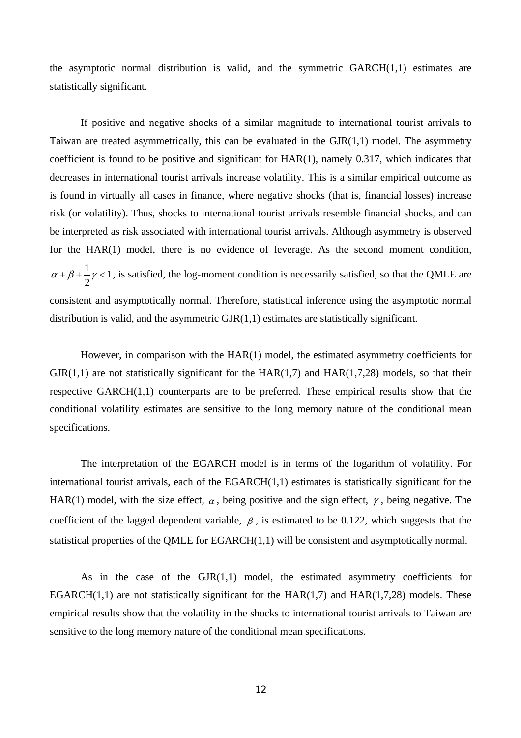the asymptotic normal distribution is valid, and the symmetric GARCH(1,1) estimates are statistically significant.

If positive and negative shocks of a similar magnitude to international tourist arrivals to Taiwan are treated asymmetrically, this can be evaluated in the GJR(1,1) model. The asymmetry coefficient is found to be positive and significant for HAR(1), namely 0.317, which indicates that decreases in international tourist arrivals increase volatility. This is a similar empirical outcome as is found in virtually all cases in finance, where negative shocks (that is, financial losses) increase risk (or volatility). Thus, shocks to international tourist arrivals resemble financial shocks, and can be interpreted as risk associated with international tourist arrivals. Although asymmetry is observed for the HAR(1) model, there is no evidence of leverage. As the second moment condition, $\alpha + \beta + \frac{1}{2}\gamma < 1$, is satisfied, the log-moment condition is necessarily satisfied, so that the QMLE are consistent and asymptotically normal. Therefore, statistical inference using the asymptotic normal distribution is valid, and the asymmetric GJR(1,1) estimates are statistically significant.

However, in comparison with the HAR(1) model, the estimated asymmetry coefficients for GJR(1,1) are not statistically significant for the HAR(1,7) and HAR(1,7,28) models, so that their respective GARCH(1,1) counterparts are to be preferred. These empirical results show that the conditional volatility estimates are sensitive to the long memory nature of the conditional mean specifications.

The interpretation of the EGARCH model is in terms of the logarithm of volatility. For international tourist arrivals, each of the EGARCH(1,1) estimates is statistically significant for the HAR(1) model, with the size effect, $\alpha$, being positive and the sign effect, $\gamma$, being negative. The coefficient of the lagged dependent variable, $\beta$, is estimated to be 0.122, which suggests that the statistical properties of the QMLE for EGARCH(1,1) will be consistent and asymptotically normal.

As in the case of the GJR(1,1) model, the estimated asymmetry coefficients for EGARCH(1,1) are not statistically significant for the HAR(1,7) and HAR(1,7,28) models. These empirical results show that the volatility in the shocks to international tourist arrivals to Taiwan are sensitive to the long memory nature of the conditional mean specifications.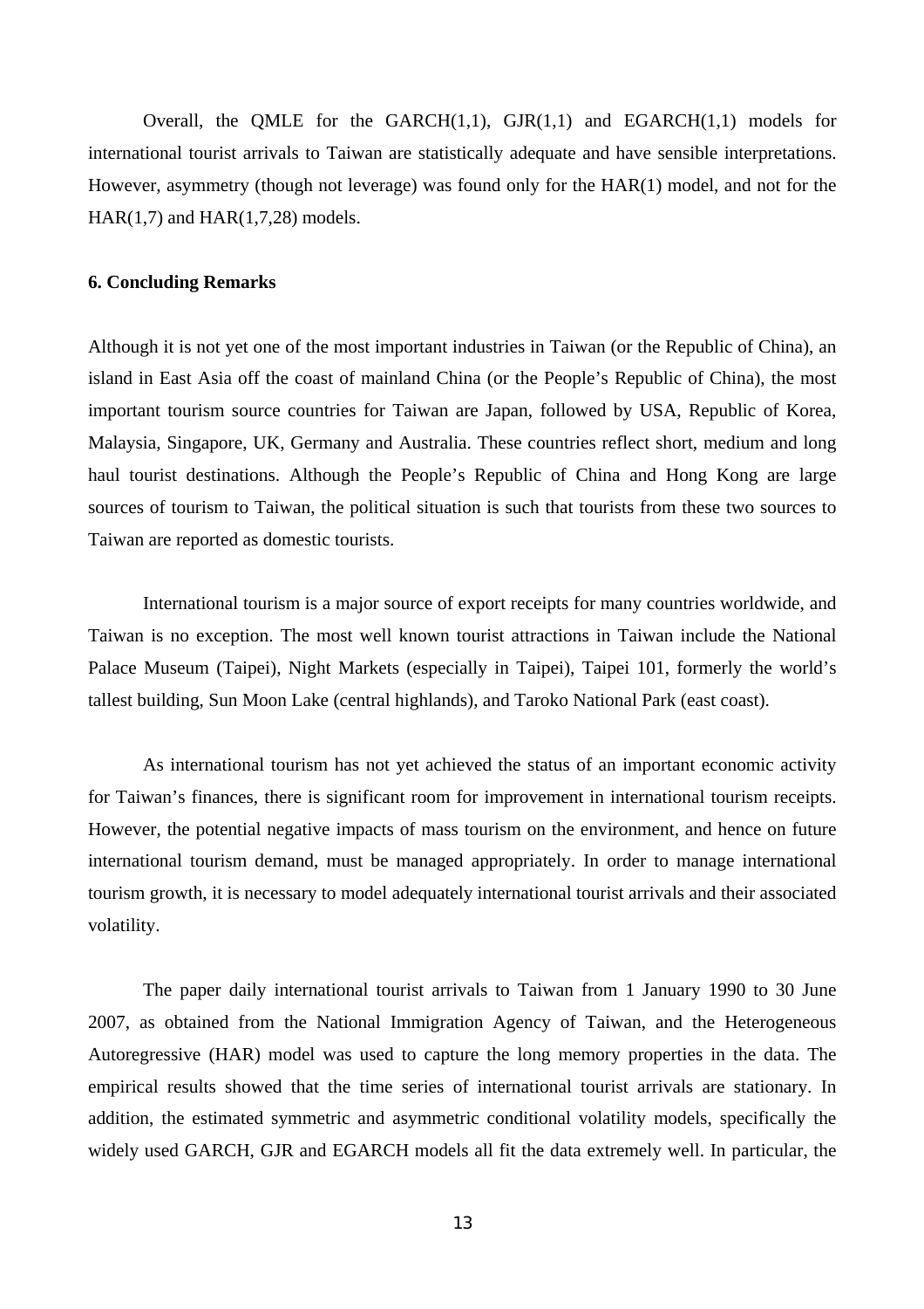Overall, the QMLE for the GARCH(1,1), GJR(1,1) and EGARCH(1,1) models for international tourist arrivals to Taiwan are statistically adequate and have sensible interpretations. However, asymmetry (though not leverage) was found only for the HAR(1) model, and not for the HAR(1,7) and HAR(1,7,28) models.

**6. Concluding Remarks**

Although it is not yet one of the most important industries in Taiwan (or the Republic of China), an island in East Asia off the coast of mainland China (or the People's Republic of China), the most important tourism source countries for Taiwan are Japan, followed by USA, Republic of Korea, Malaysia, Singapore, UK, Germany and Australia. These countries reflect short, medium and long haul tourist destinations. Although the People's Republic of China and Hong Kong are large sources of tourism to Taiwan, the political situation is such that tourists from these two sources to Taiwan are reported as domestic tourists.

International tourism is a major source of export receipts for many countries worldwide, and Taiwan is no exception. The most well known tourist attractions in Taiwan include the National Palace Museum (Taipei), Night Markets (especially in Taipei), Taipei 101, formerly the world's tallest building, Sun Moon Lake (central highlands), and Taroko National Park (east coast).

As international tourism has not yet achieved the status of an important economic activity for Taiwan's finances, there is significant room for improvement in international tourism receipts. However, the potential negative impacts of mass tourism on the environment, and hence on future international tourism demand, must be managed appropriately. In order to manage international tourism growth, it is necessary to model adequately international tourist arrivals and their associated volatility.

The paper daily international tourist arrivals to Taiwan from 1 January 1990 to 30 June 2007, as obtained from the National Immigration Agency of Taiwan, and the Heterogeneous Autoregressive (HAR) model was used to capture the long memory properties in the data. The empirical results showed that the time series of international tourist arrivals are stationary. In addition, the estimated symmetric and asymmetric conditional volatility models, specifically the widely used GARCH, GJR and EGARCH models all fit the data extremely well. In particular, the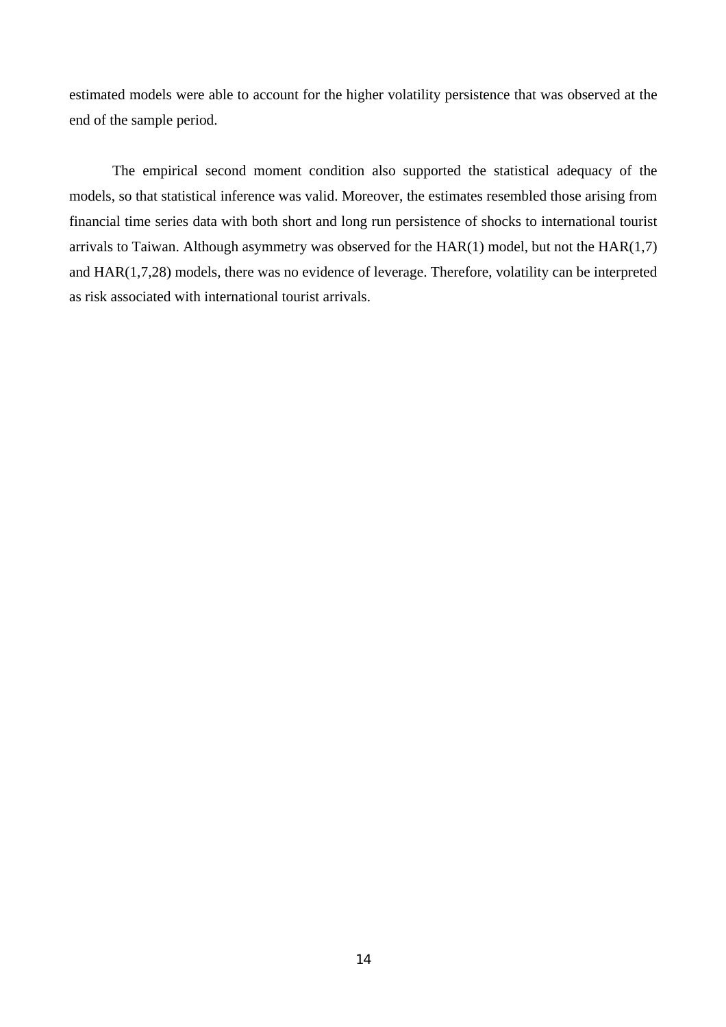estimated models were able to account for the higher volatility persistence that was observed at the end of the sample period.

The empirical second moment condition also supported the statistical adequacy of the models, so that statistical inference was valid. Moreover, the estimates resembled those arising from financial time series data with both short and long run persistence of shocks to international tourist arrivals to Taiwan. Although asymmetry was observed for the HAR(1) model, but not the HAR(1,7) and HAR(1,7,28) models, there was no evidence of leverage. Therefore, volatility can be interpreted as risk associated with international tourist arrivals.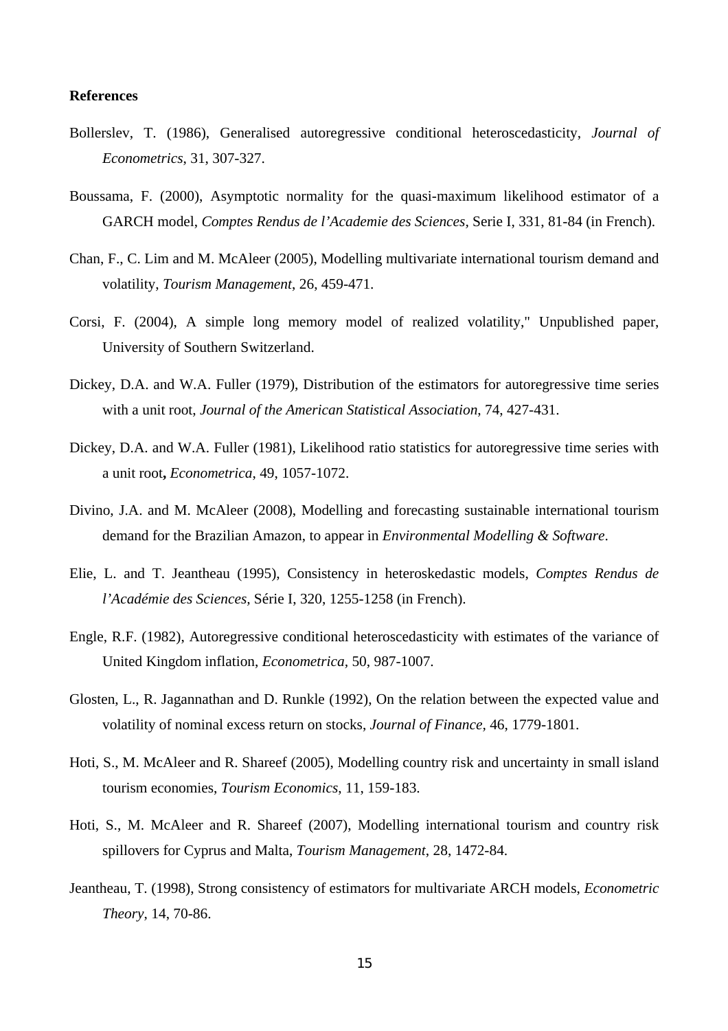**References**

Bollerslev, T. (1986), Generalised autoregressive conditional heteroscedasticity, *Journal of Econometrics*, 31, 307-327.

Boussama, F. (2000), Asymptotic normality for the quasi-maximum likelihood estimator of a GARCH model, *Comptes Rendus de l'Academie des Sciences*, Serie I, 331, 81-84 (in French).

Chan, F., C. Lim and M. McAleer (2005), Modelling multivariate international tourism demand and volatility, *Tourism Management*, 26, 459-471.

Corsi, F. (2004), A simple long memory model of realized volatility," Unpublished paper, University of Southern Switzerland.

Dickey, D.A. and W.A. Fuller (1979), Distribution of the estimators for autoregressive time series with a unit root, *Journal of the American Statistical Association*, 74, 427-431.

Dickey, D.A. and W.A. Fuller (1981), Likelihood ratio statistics for autoregressive time series with a unit root**,** *Econometrica*, 49, 1057-1072.

Divino, J.A. and M. McAleer (2008), Modelling and forecasting sustainable international tourism demand for the Brazilian Amazon, to appear in *Environmental Modelling & Software*.

Elie, L. and T. Jeantheau (1995), Consistency in heteroskedastic models, *Comptes Rendus de l'Académie des Sciences*, Série I, 320, 1255-1258 (in French).

Engle, R.F. (1982), Autoregressive conditional heteroscedasticity with estimates of the variance of United Kingdom inflation, *Econometrica*, 50, 987-1007.

Glosten, L., R. Jagannathan and D. Runkle (1992), On the relation between the expected value and volatility of nominal excess return on stocks, *Journal of Finance*, 46, 1779-1801.

Hoti, S., M. McAleer and R. Shareef (2005), Modelling country risk and uncertainty in small island tourism economies, *Tourism Economics*, 11, 159-183.

Hoti, S., M. McAleer and R. Shareef (2007), Modelling international tourism and country risk spillovers for Cyprus and Malta, *Tourism Management*, 28, 1472-84.

Jeantheau, T. (1998), Strong consistency of estimators for multivariate ARCH models, *Econometric Theory*, 14, 70-86.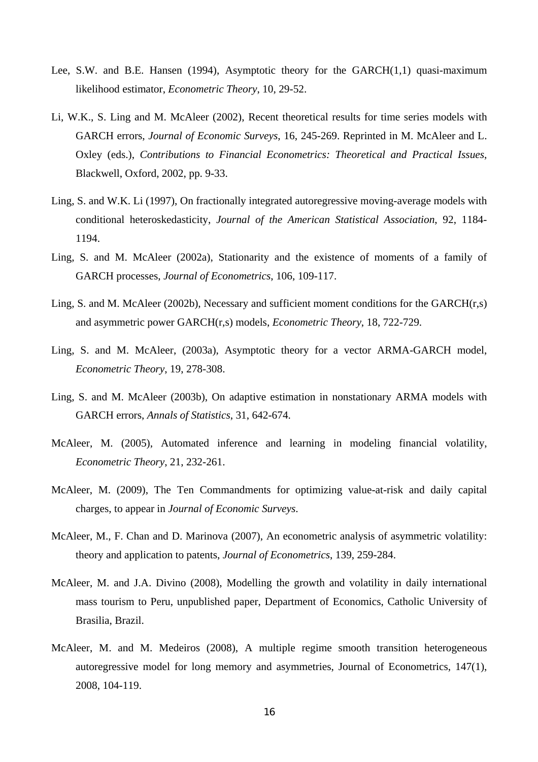Lee, S.W. and B.E. Hansen (1994), Asymptotic theory for the GARCH(1,1) quasi-maximum likelihood estimator, *Econometric Theory*, 10, 29-52.

Li, W.K., S. Ling and M. McAleer (2002), Recent theoretical results for time series models with GARCH errors, *Journal of Economic Surveys*, 16, 245-269. Reprinted in M. McAleer and L. Oxley (eds.), *Contributions to Financial Econometrics: Theoretical and Practical Issues*, Blackwell, Oxford, 2002, pp. 9-33.

Ling, S. and W.K. Li (1997), On fractionally integrated autoregressive moving-average models with conditional heteroskedasticity, *Journal of the American Statistical Association*, 92, 1184-1194.

Ling, S. and M. McAleer (2002a), Stationarity and the existence of moments of a family of GARCH processes, *Journal of Econometrics*, 106, 109-117.

Ling, S. and M. McAleer (2002b), Necessary and sufficient moment conditions for the GARCH(r,s) and asymmetric power GARCH(r,s) models, *Econometric Theory*, 18, 722-729.

Ling, S. and M. McAleer, (2003a), Asymptotic theory for a vector ARMA-GARCH model, *Econometric Theory*, 19, 278-308.

Ling, S. and M. McAleer (2003b), On adaptive estimation in nonstationary ARMA models with GARCH errors, *Annals of Statistics*, 31, 642-674.

McAleer, M. (2005), Automated inference and learning in modeling financial volatility, *Econometric Theory*, 21, 232-261.

McAleer, M. (2009), The Ten Commandments for optimizing value-at-risk and daily capital charges, to appear in *Journal of Economic Surveys*.

McAleer, M., F. Chan and D. Marinova (2007), An econometric analysis of asymmetric volatility: theory and application to patents, *Journal of Econometrics*, 139, 259-284.

McAleer, M. and J.A. Divino (2008), Modelling the growth and volatility in daily international mass tourism to Peru, unpublished paper, Department of Economics, Catholic University of Brasilia, Brazil.

McAleer, M. and M. Medeiros (2008), A multiple regime smooth transition heterogeneous autoregressive model for long memory and asymmetries, Journal of Econometrics, 147(1), 2008, 104-119.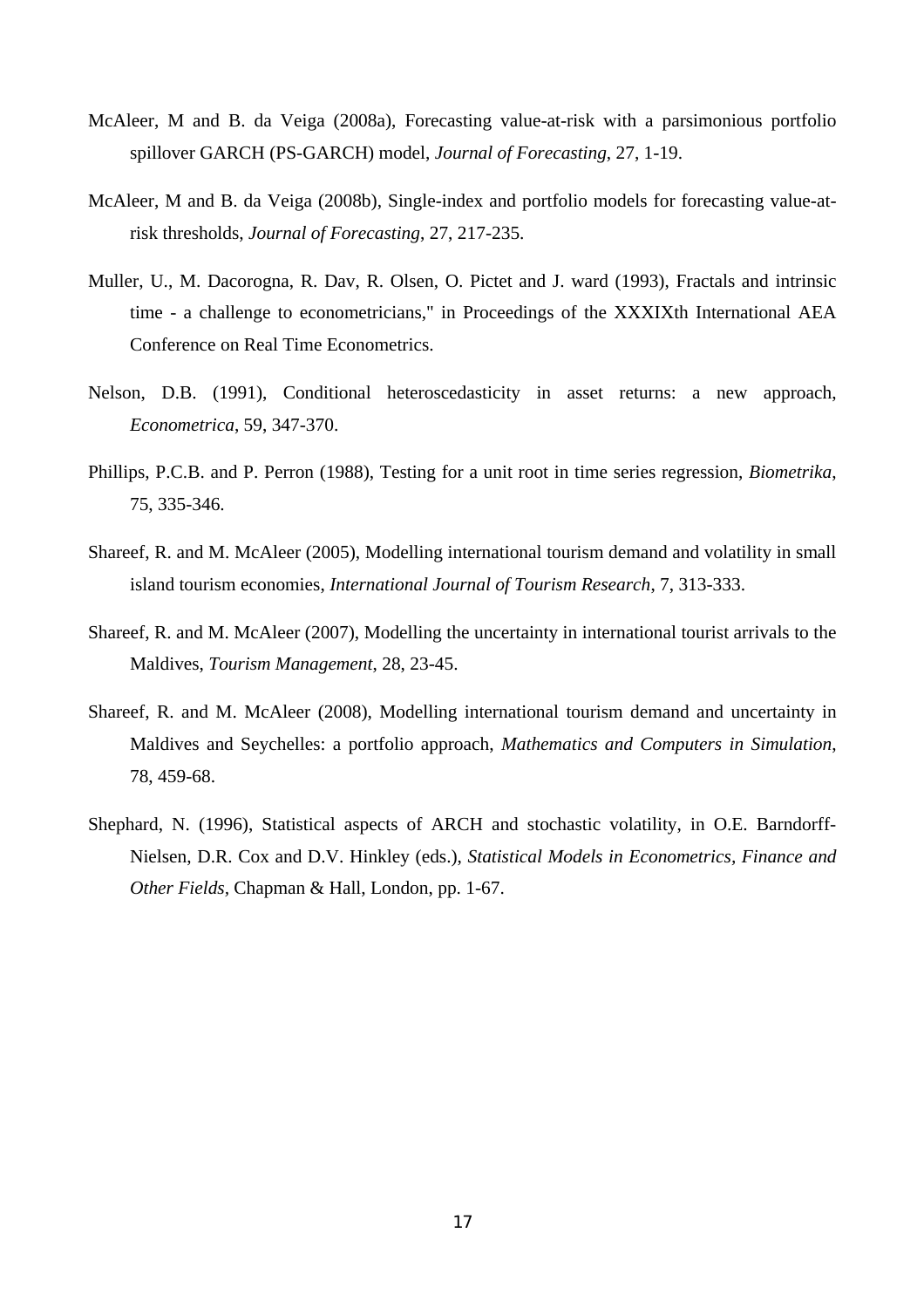McAleer, M and B. da Veiga (2008a), Forecasting value-at-risk with a parsimonious portfolio spillover GARCH (PS-GARCH) model, *Journal of Forecasting*, 27, 1-19.

McAleer, M and B. da Veiga (2008b), Single-index and portfolio models for forecasting value-at-risk thresholds, *Journal of Forecasting*, 27, 217-235.

Muller, U., M. Dacorogna, R. Dav, R. Olsen, O. Pictet and J. ward (1993), Fractals and intrinsic time - a challenge to econometricians," in Proceedings of the XXXIXth International AEA Conference on Real Time Econometrics.

Nelson, D.B. (1991), Conditional heteroscedasticity in asset returns: a new approach, *Econometrica*, 59, 347-370.

Phillips, P.C.B. and P. Perron (1988), Testing for a unit root in time series regression, *Biometrika*, 75, 335-346.

Shareef, R. and M. McAleer (2005), Modelling international tourism demand and volatility in small island tourism economies, *International Journal of Tourism Research*, 7, 313-333.

Shareef, R. and M. McAleer (2007), Modelling the uncertainty in international tourist arrivals to the Maldives, *Tourism Management*, 28, 23-45.

Shareef, R. and M. McAleer (2008), Modelling international tourism demand and uncertainty in Maldives and Seychelles: a portfolio approach, *Mathematics and Computers in Simulation*, 78, 459-68.

Shephard, N. (1996), Statistical aspects of ARCH and stochastic volatility, in O.E. Barndorff-Nielsen, D.R. Cox and D.V. Hinkley (eds.), *Statistical Models in Econometrics, Finance and Other Fields,* Chapman & Hall, London, pp. 1-67.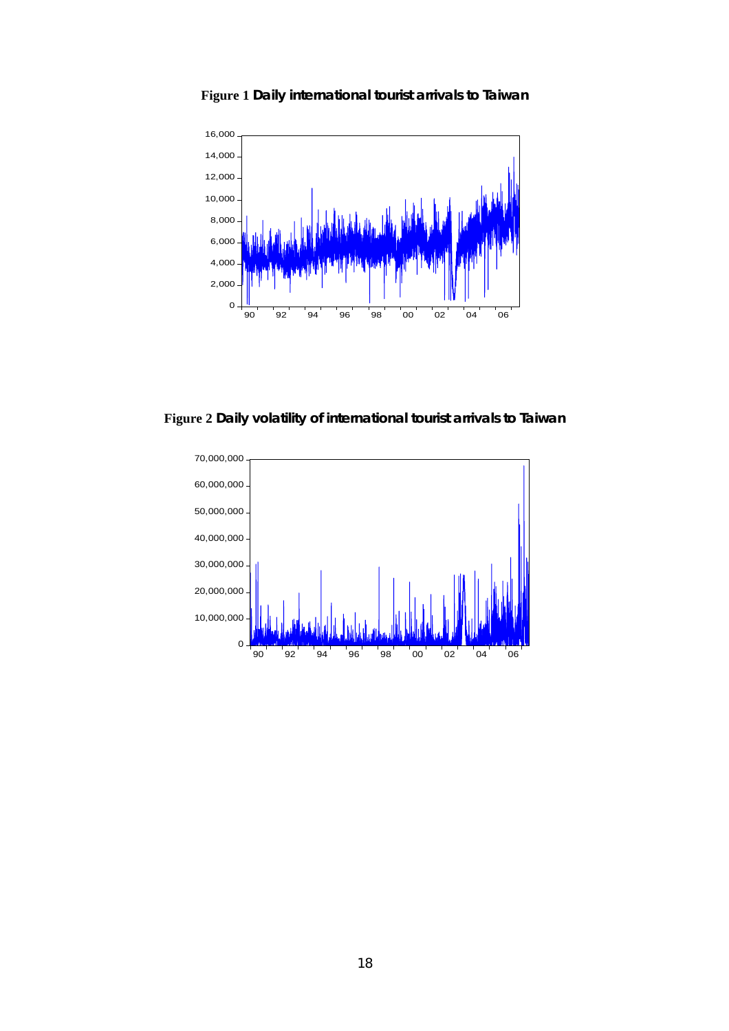**Figure 1** **Daily international tourist arrivals to Taiwan**

**Figure 2** **Daily volatility of international tourist arrivals to Taiwan**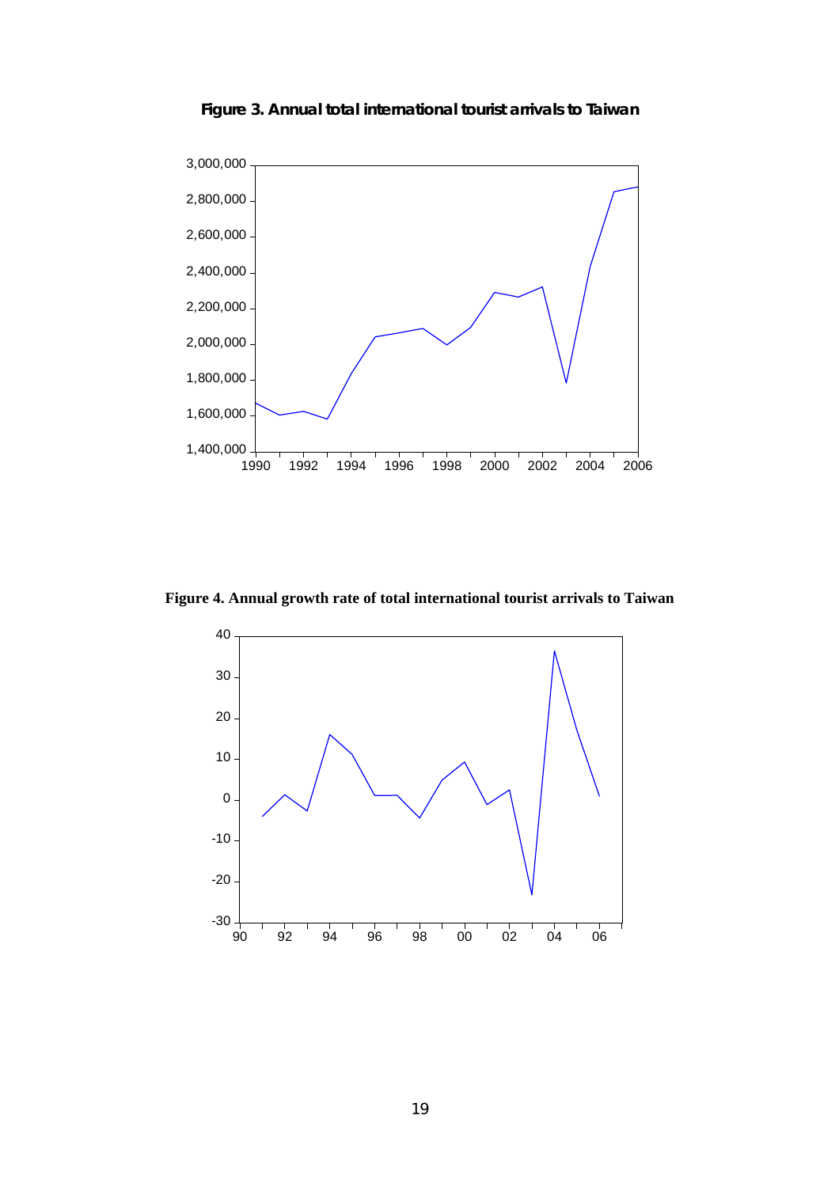**Figure 3. Annual total international tourist arrivals to Taiwan**

**Figure 4. Annual growth rate of total international tourist arrivals to Taiwan**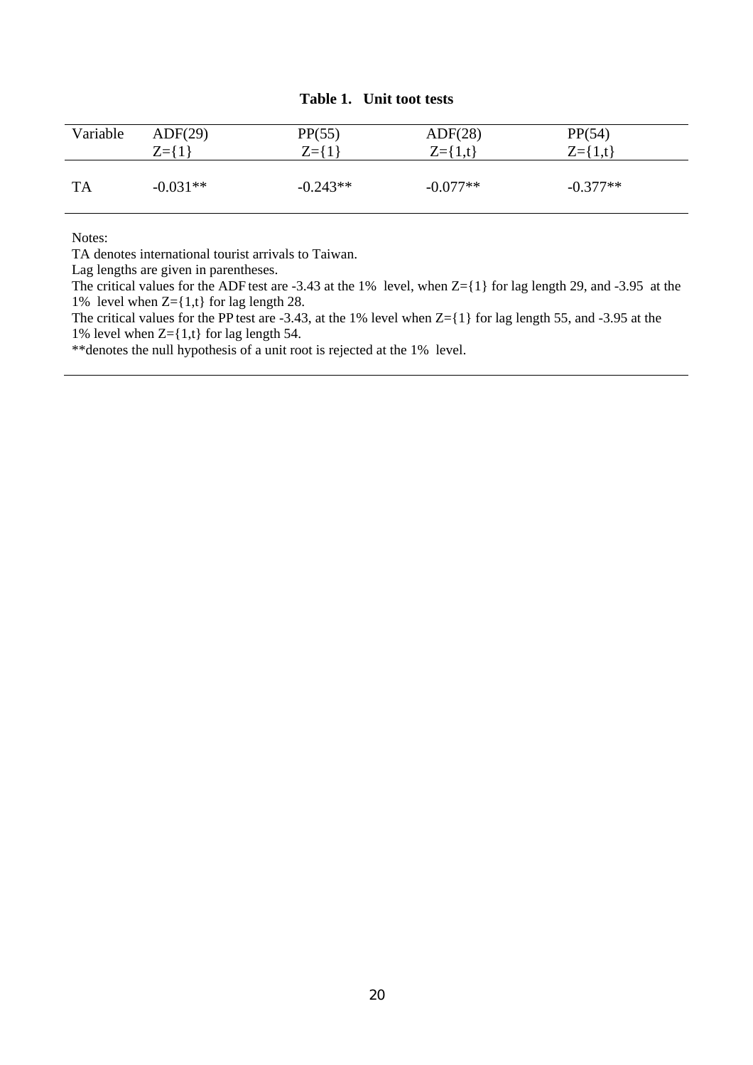**Table 1. Unit toot tests**

| Variable | ADF(29)<br>Z={1} | PP(55)<br>Z={1} | ADF(28)<br>Z={1,t} | PP(54)<br>Z={1,t} |
|---|---|---|---|---|
| TA | -0.031** | -0.243** | -0.077** | -0.377** |

Notes:

TA denotes international tourist arrivals to Taiwan.

Lag lengths are given in parentheses.

The critical values for the ADF test are -3.43 at the 1% level, when Z={1} for lag length 29, and -3.95 at the 1% level when Z={1,t} for lag length 28.

The critical values for the PP test are -3.43, at the 1% level when Z={1} for lag length 55, and -3.95 at the 1% level when Z={1,t} for lag length 54.

**denotes the null hypothesis of a unit root is rejected at the 1% level.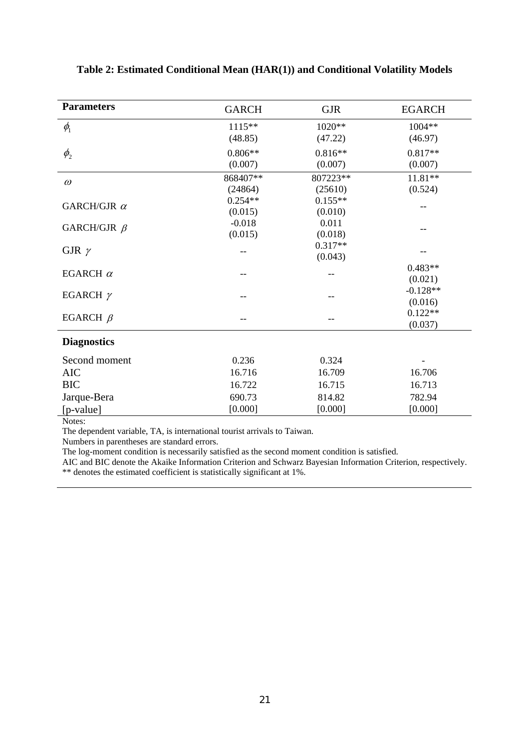**Table 2: Estimated Conditional Mean (HAR(1)) and Conditional Volatility Models**

| **Parameters** | GARCH | GJR | EGARCH |
|---|---|---|---|
| $\phi_1$ | 1115** | 1020** | 1004** |
| | (48.85) | (47.22) | (46.97) |
| $\phi_2$ | 0.806** | 0.816** | 0.817** |
| | (0.007) | (0.007) | (0.007) |
| $\omega$ | 868407** | 807223** | 11.81** |
| | (24864) | (25610) | (0.524) |
| GARCH/GJR $\alpha$ | 0.254** | 0.155** | -- |
| | (0.015) | (0.010) | |
| GARCH/GJR $\beta$ | -0.018 | 0.011 | -- |
| | (0.015) | (0.018) | |
| GJR $\gamma$ | -- | 0.317** | -- |
| | | (0.043) | |
| EGARCH $\alpha$ | -- | -- | 0.483** |
| | | | (0.021) |
| EGARCH $\gamma$ | -- | -- | -0.128** |
| | | | (0.016) |
| EGARCH $\beta$ | -- | -- | 0.122** |
| | | | (0.037) |
| **Diagnostics** | | | |
| Second moment | 0.236 | 0.324 | - |
| AIC | 16.716 | 16.709 | 16.706 |
| BIC | 16.722 | 16.715 | 16.713 |
| Jarque-Bera | 690.73 | 814.82 | 782.94 |
| [p-value] | [0.000] | [0.000] | [0.000] |

Notes:

The dependent variable, TA, is international tourist arrivals to Taiwan.

Numbers in parentheses are standard errors.

The log-moment condition is necessarily satisfied as the second moment condition is satisfied.

AIC and BIC denote the Akaike Information Criterion and Schwarz Bayesian Information Criterion, respectively.

** denotes the estimated coefficient is statistically significant at 1%.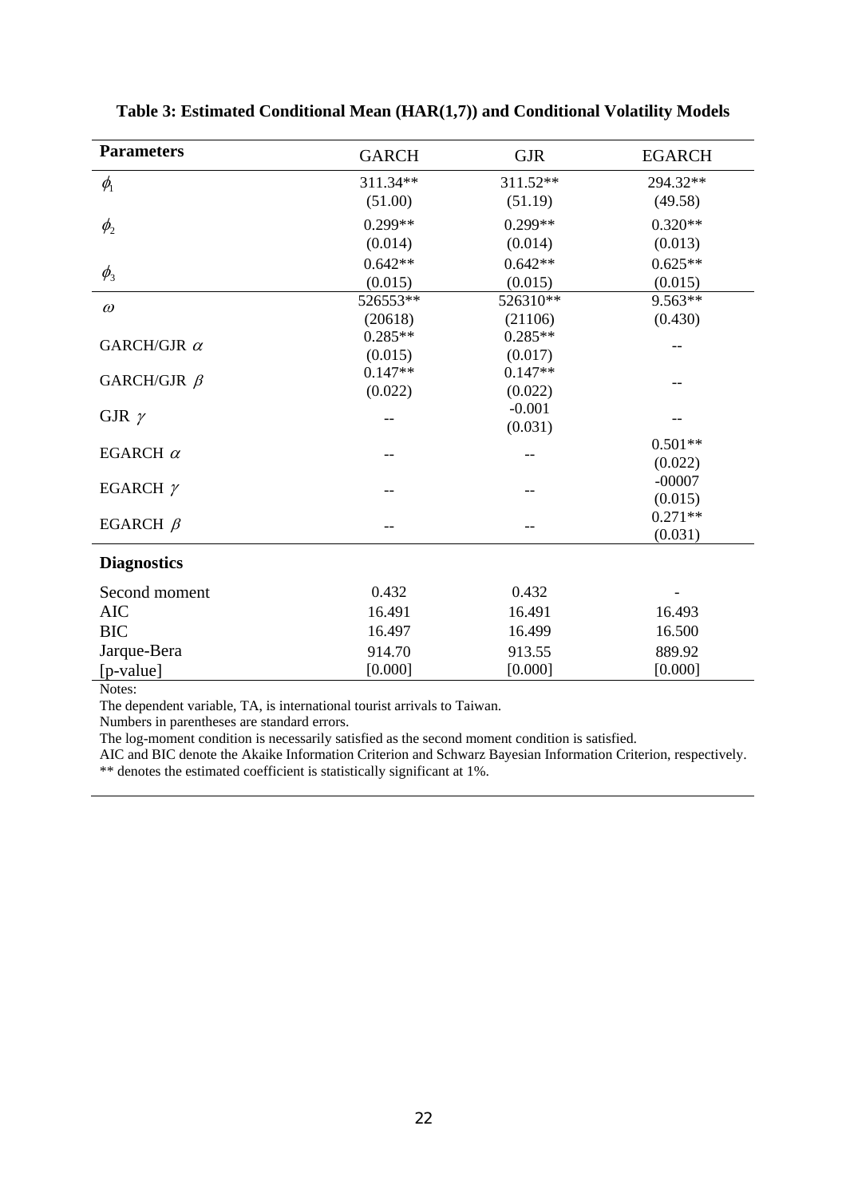**Table 3: Estimated Conditional Mean (HAR(1,7)) and Conditional Volatility Models**

| **Parameters** | GARCH | GJR | EGARCH |
|---|---|---|---|
| $\phi_1$ | 311.34** | 311.52** | 294.32** |
| | (51.00) | (51.19) | (49.58) |
| $\phi_2$ | 0.299** | 0.299** | 0.320** |
| | (0.014) | (0.014) | (0.013) |
| $\phi_3$ | 0.642** | 0.642** | 0.625** |
| | (0.015) | (0.015) | (0.015) |
| $\omega$ | 526553** | 526310** | 9.563** |
| | (20618) | (21106) | (0.430) |
| GARCH/GJR $\alpha$ | 0.285** | 0.285** | -- |
| | (0.015) | (0.017) | |
| GARCH/GJR $\beta$ | 0.147** | 0.147** | -- |
| | (0.022) | (0.022) | |
| GJR $\gamma$ | -- | -0.001 | -- |
| | | (0.031) | |
| EGARCH $\alpha$ | -- | -- | 0.501** |
| | | | (0.022) |
| EGARCH $\gamma$ | -- | -- | -00007 |
| | | | (0.015) |
| EGARCH $\beta$ | -- | -- | 0.271** |
| | | | (0.031) |
| **Diagnostics** | | | |
| Second moment | 0.432 | 0.432 | - |
| AIC | 16.491 | 16.491 | 16.493 |
| BIC | 16.497 | 16.499 | 16.500 |
| Jarque-Bera | 914.70 | 913.55 | 889.92 |
| [p-value] | [0.000] | [0.000] | [0.000] |

Notes:

The dependent variable, TA, is international tourist arrivals to Taiwan.

Numbers in parentheses are standard errors.

The log-moment condition is necessarily satisfied as the second moment condition is satisfied.

AIC and BIC denote the Akaike Information Criterion and Schwarz Bayesian Information Criterion, respectively.

** denotes the estimated coefficient is statistically significant at 1%.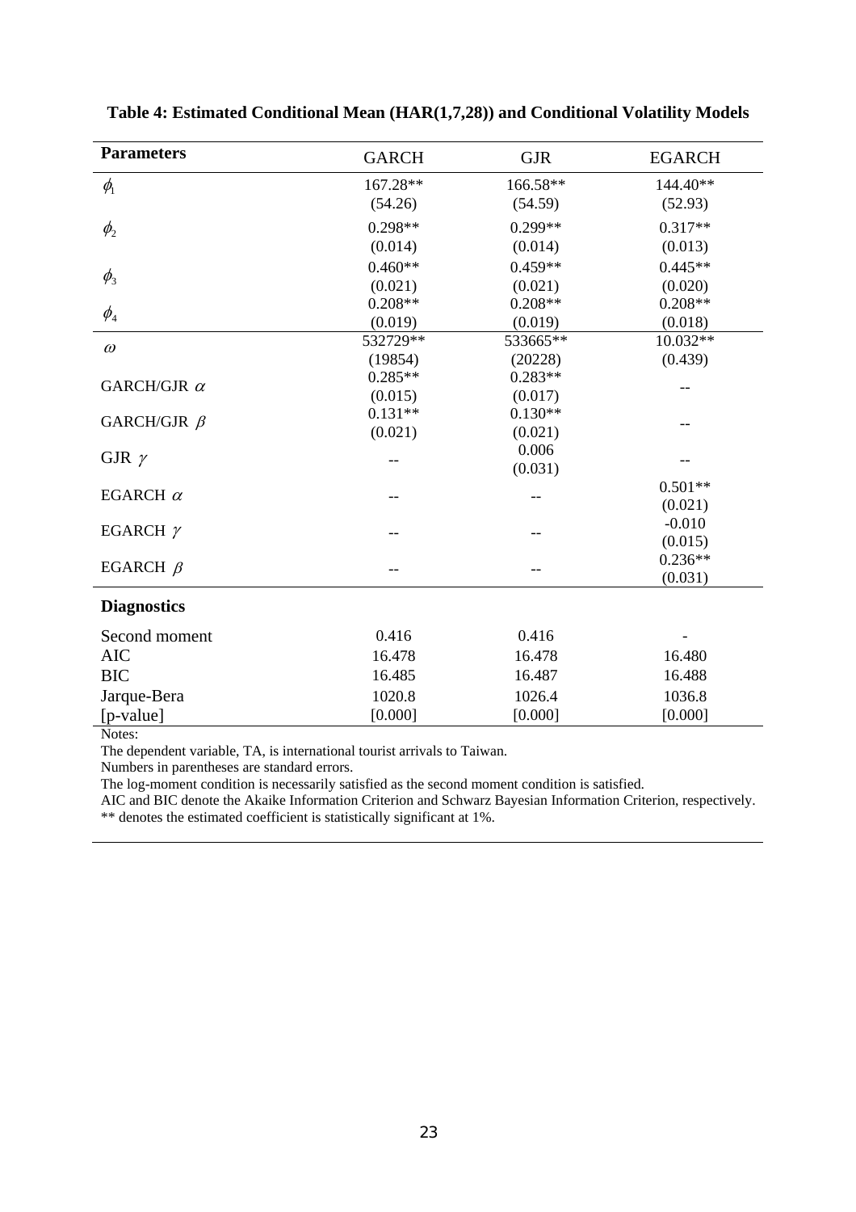**Table 4: Estimated Conditional Mean (HAR(1,7,28)) and Conditional Volatility Models**

| **Parameters** | GARCH | GJR | EGARCH |
|---|---|---|---|
| $\phi_1$ | 167.28** | 166.58** | 144.40** |
| | (54.26) | (54.59) | (52.93) |
| $\phi_2$ | 0.298** | 0.299** | 0.317** |
| | (0.014) | (0.014) | (0.013) |
| $\phi_3$ | 0.460** | 0.459** | 0.445** |
| | (0.021) | (0.021) | (0.020) |
| $\phi_4$ | 0.208** | 0.208** | 0.208** |
| | (0.019) | (0.019) | (0.018) |
| $\omega$ | 532729** | 533665** | 10.032** |
| | (19854) | (20228) | (0.439) |
| GARCH/GJR $\alpha$ | 0.285** | 0.283** | -- |
| | (0.015) | (0.017) | |
| GARCH/GJR $\beta$ | 0.131** | 0.130** | -- |
| | (0.021) | (0.021) | |
| GJR $\gamma$ | -- | 0.006 | -- |
| | | (0.031) | |
| EGARCH $\alpha$ | -- | -- | 0.501** |
| | | | (0.021) |
| EGARCH $\gamma$ | -- | -- | -0.010 |
| | | | (0.015) |
| EGARCH $\beta$ | -- | -- | 0.236** |
| | | | (0.031) |
| **Diagnostics** | | | |
| Second moment | 0.416 | 0.416 | - |
| AIC | 16.478 | 16.478 | 16.480 |
| BIC | 16.485 | 16.487 | 16.488 |
| Jarque-Bera | 1020.8 | 1026.4 | 1036.8 |
| [p-value] | [0.000] | [0.000] | [0.000] |

Notes:

The dependent variable, TA, is international tourist arrivals to Taiwan.

Numbers in parentheses are standard errors.

The log-moment condition is necessarily satisfied as the second moment condition is satisfied.

AIC and BIC denote the Akaike Information Criterion and Schwarz Bayesian Information Criterion, respectively.

** denotes the estimated coefficient is statistically significant at 1%.